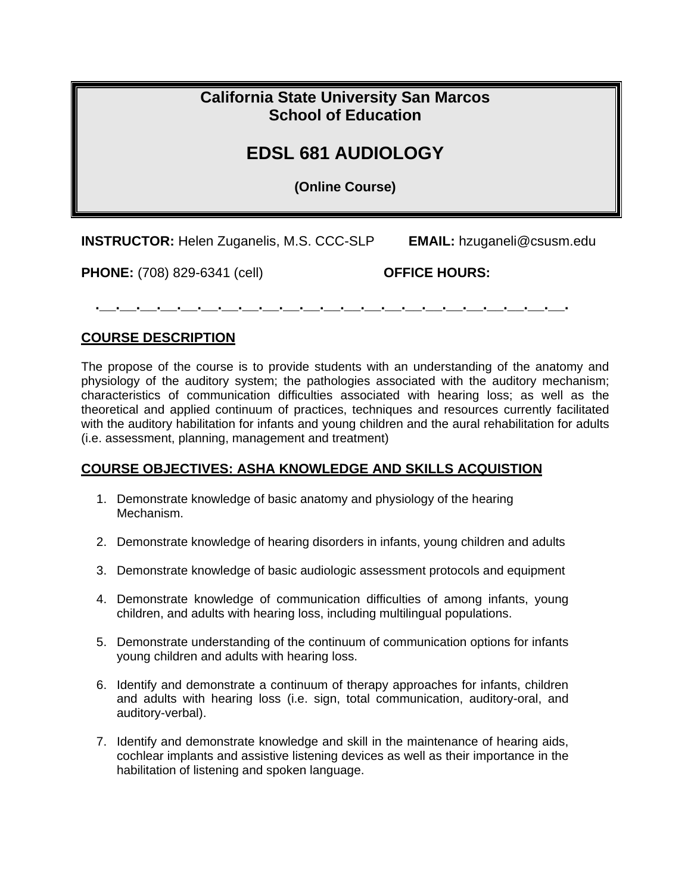# California State University San Marcos
# School of Education

# EDSL 681 AUDIOLOGY

**(Online Course)**

**INSTRUCTOR:** Helen Zuganelis, M.S. CCC-SLP **EMAIL:** hzuganeli@csusm.edu

**PHONE:** (708) 829-6341 (cell) **OFFICE HOURS:**

## COURSE DESCRIPTION

The propose of the course is to provide students with an understanding of the anatomy and physiology of the auditory system; the pathologies associated with the auditory mechanism; characteristics of communication difficulties associated with hearing loss; as well as the theoretical and applied continuum of practices, techniques and resources currently facilitated with the auditory habilitation for infants and young children and the aural rehabilitation for adults (i.e. assessment, planning, management and treatment)

## COURSE OBJECTIVES: ASHA KNOWLEDGE AND SKILLS ACQUISTION

1. Demonstrate knowledge of basic anatomy and physiology of the hearing Mechanism.
2. Demonstrate knowledge of hearing disorders in infants, young children and adults
3. Demonstrate knowledge of basic audiologic assessment protocols and equipment
4. Demonstrate knowledge of communication difficulties of among infants, young children, and adults with hearing loss, including multilingual populations.
5. Demonstrate understanding of the continuum of communication options for infants young children and adults with hearing loss.
6. Identify and demonstrate a continuum of therapy approaches for infants, children and adults with hearing loss (i.e. sign, total communication, auditory-oral, and auditory-verbal).
7. Identify and demonstrate knowledge and skill in the maintenance of hearing aids, cochlear implants and assistive listening devices as well as their importance in the habilitation of listening and spoken language.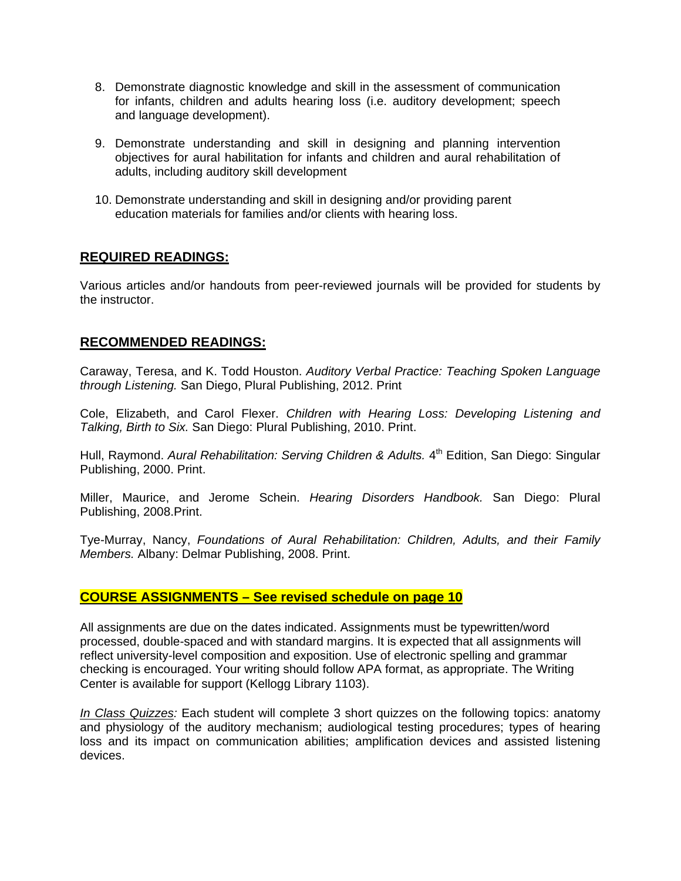8. Demonstrate diagnostic knowledge and skill in the assessment of communication for infants, children and adults hearing loss (i.e. auditory development; speech and language development).

9. Demonstrate understanding and skill in designing and planning intervention objectives for aural habilitation for infants and children and aural rehabilitation of adults, including auditory skill development

10. Demonstrate understanding and skill in designing and/or providing parent education materials for families and/or clients with hearing loss.

## REQUIRED READINGS:

Various articles and/or handouts from peer-reviewed journals will be provided for students by the instructor.

## RECOMMENDED READINGS:

Caraway, Teresa, and K. Todd Houston. *Auditory Verbal Practice: Teaching Spoken Language through Listening.* San Diego, Plural Publishing, 2012. Print

Cole, Elizabeth, and Carol Flexer. *Children with Hearing Loss: Developing Listening and Talking, Birth to Six.* San Diego: Plural Publishing, 2010. Print.

Hull, Raymond. *Aural Rehabilitation: Serving Children & Adults.* 4th Edition, San Diego: Singular Publishing, 2000. Print.

Miller, Maurice, and Jerome Schein. *Hearing Disorders Handbook.* San Diego: Plural Publishing, 2008.Print.

Tye-Murray, Nancy, *Foundations of Aural Rehabilitation: Children, Adults, and their Family Members.* Albany: Delmar Publishing, 2008. Print.

## COURSE ASSIGNMENTS – See revised schedule on page 10

All assignments are due on the dates indicated. Assignments must be typewritten/word processed, double-spaced and with standard margins. It is expected that all assignments will reflect university-level composition and exposition. Use of electronic spelling and grammar checking is encouraged. Your writing should follow APA format, as appropriate. The Writing Center is available for support (Kellogg Library 1103).

*In Class Quizzes:* Each student will complete 3 short quizzes on the following topics: anatomy and physiology of the auditory mechanism; audiological testing procedures; types of hearing loss and its impact on communication abilities; amplification devices and assisted listening devices.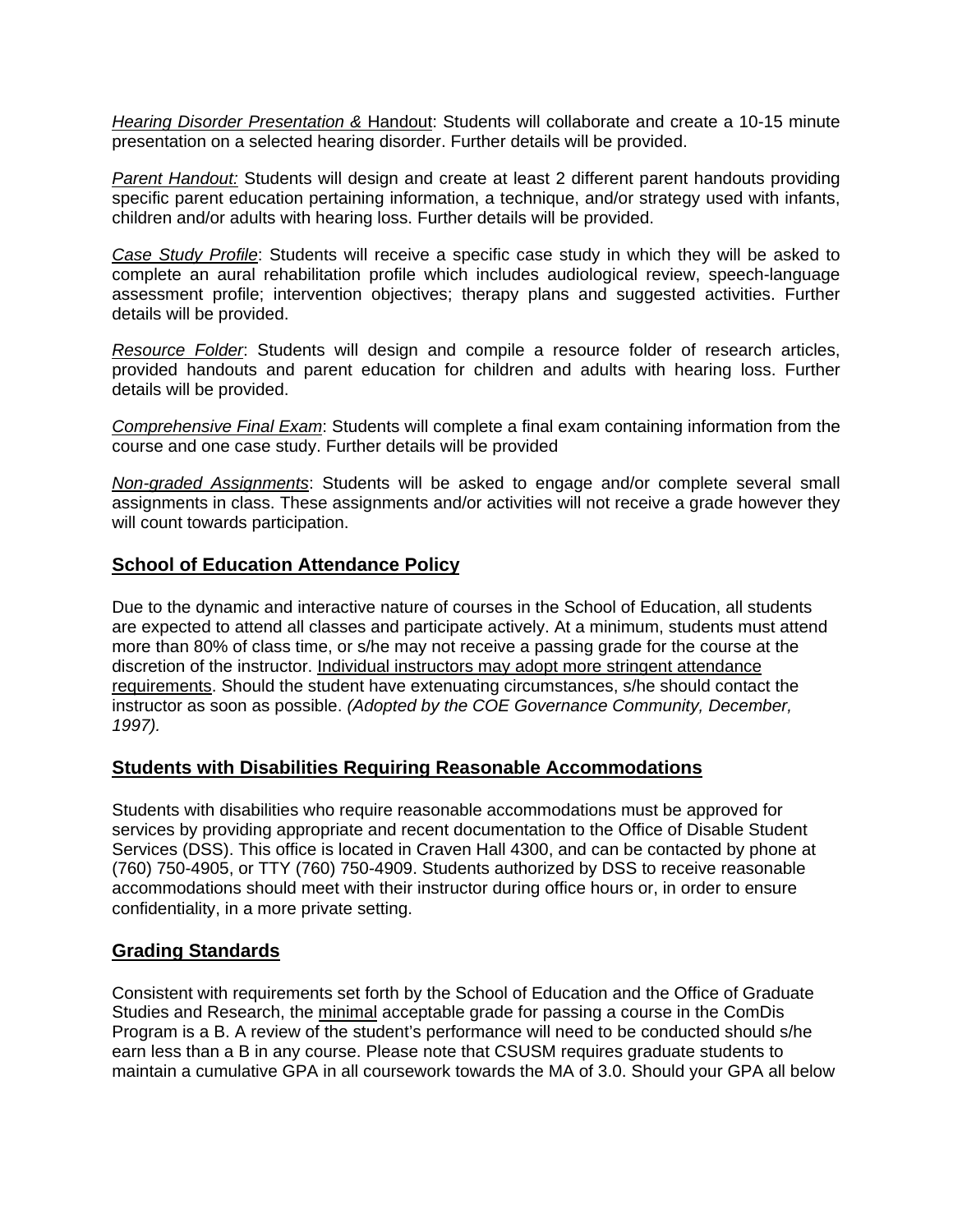*Hearing Disorder Presentation &* Handout: Students will collaborate and create a 10-15 minute presentation on a selected hearing disorder. Further details will be provided.

*Parent Handout:* Students will design and create at least 2 different parent handouts providing specific parent education pertaining information, a technique, and/or strategy used with infants, children and/or adults with hearing loss. Further details will be provided.

*Case Study Profile*: Students will receive a specific case study in which they will be asked to complete an aural rehabilitation profile which includes audiological review, speech-language assessment profile; intervention objectives; therapy plans and suggested activities. Further details will be provided.

*Resource Folder*: Students will design and compile a resource folder of research articles, provided handouts and parent education for children and adults with hearing loss. Further details will be provided.

*Comprehensive Final Exam*: Students will complete a final exam containing information from the course and one case study. Further details will be provided

*Non-graded Assignments*: Students will be asked to engage and/or complete several small assignments in class. These assignments and/or activities will not receive a grade however they will count towards participation.

## School of Education Attendance Policy

Due to the dynamic and interactive nature of courses in the School of Education, all students are expected to attend all classes and participate actively. At a minimum, students must attend more than 80% of class time, or s/he may not receive a passing grade for the course at the discretion of the instructor. Individual instructors may adopt more stringent attendance requirements. Should the student have extenuating circumstances, s/he should contact the instructor as soon as possible. *(Adopted by the COE Governance Community, December, 1997).*

## Students with Disabilities Requiring Reasonable Accommodations

Students with disabilities who require reasonable accommodations must be approved for services by providing appropriate and recent documentation to the Office of Disable Student Services (DSS). This office is located in Craven Hall 4300, and can be contacted by phone at (760) 750-4905, or TTY (760) 750-4909. Students authorized by DSS to receive reasonable accommodations should meet with their instructor during office hours or, in order to ensure confidentiality, in a more private setting.

## Grading Standards

Consistent with requirements set forth by the School of Education and the Office of Graduate Studies and Research, the minimal acceptable grade for passing a course in the ComDis Program is a B. A review of the student's performance will need to be conducted should s/he earn less than a B in any course. Please note that CSUSM requires graduate students to maintain a cumulative GPA in all coursework towards the MA of 3.0. Should your GPA all below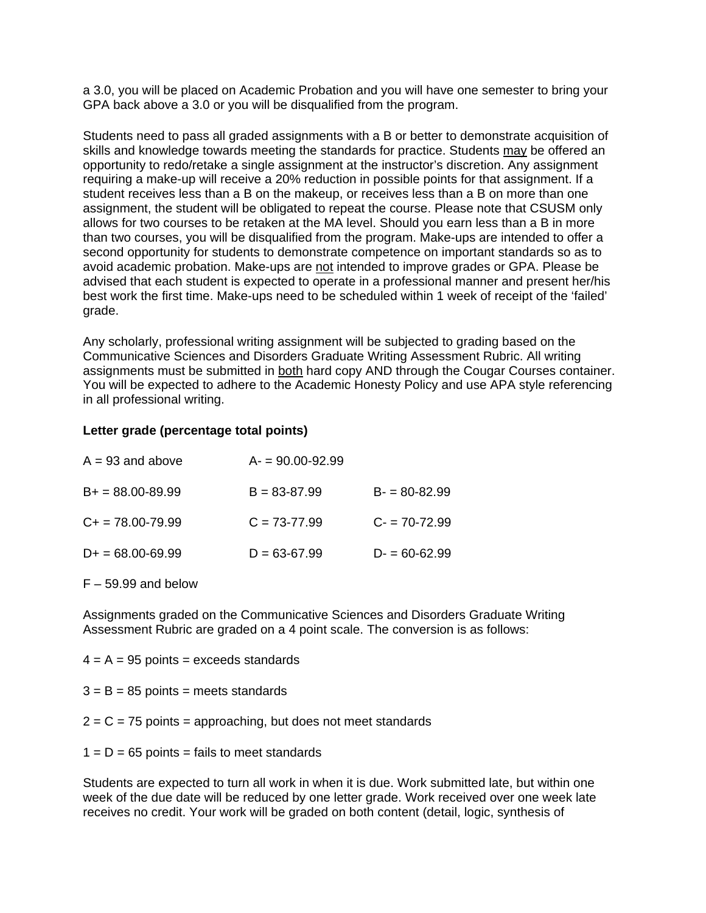a 3.0, you will be placed on Academic Probation and you will have one semester to bring your GPA back above a 3.0 or you will be disqualified from the program.

Students need to pass all graded assignments with a B or better to demonstrate acquisition of skills and knowledge towards meeting the standards for practice. Students <u>may</u> be offered an opportunity to redo/retake a single assignment at the instructor's discretion. Any assignment requiring a make-up will receive a 20% reduction in possible points for that assignment. If a student receives less than a B on the makeup, or receives less than a B on more than one assignment, the student will be obligated to repeat the course. Please note that CSUSM only allows for two courses to be retaken at the MA level. Should you earn less than a B in more than two courses, you will be disqualified from the program. Make-ups are intended to offer a second opportunity for students to demonstrate competence on important standards so as to avoid academic probation. Make-ups are <u>not</u> intended to improve grades or GPA. Please be advised that each student is expected to operate in a professional manner and present her/his best work the first time. Make-ups need to be scheduled within 1 week of receipt of the 'failed' grade.

Any scholarly, professional writing assignment will be subjected to grading based on the Communicative Sciences and Disorders Graduate Writing Assessment Rubric. All writing assignments must be submitted in <u>both</u> hard copy AND through the Cougar Courses container. You will be expected to adhere to the Academic Honesty Policy and use APA style referencing in all professional writing.

**Letter grade (percentage total points)**

| | | |
|---|---|---|
| A = 93 and above | A- = 90.00-92.99 | |
| B+ = 88.00-89.99 | B = 83-87.99 | B- = 80-82.99 |
| C+ = 78.00-79.99 | C = 73-77.99 | C- = 70-72.99 |
| D+ = 68.00-69.99 | D = 63-67.99 | D- = 60-62.99 |

F – 59.99 and below

Assignments graded on the Communicative Sciences and Disorders Graduate Writing Assessment Rubric are graded on a 4 point scale. The conversion is as follows:

4 = A = 95 points = exceeds standards

3 = B = 85 points = meets standards

2 = C = 75 points = approaching, but does not meet standards

1 = D = 65 points = fails to meet standards

Students are expected to turn all work in when it is due. Work submitted late, but within one week of the due date will be reduced by one letter grade. Work received over one week late receives no credit. Your work will be graded on both content (detail, logic, synthesis of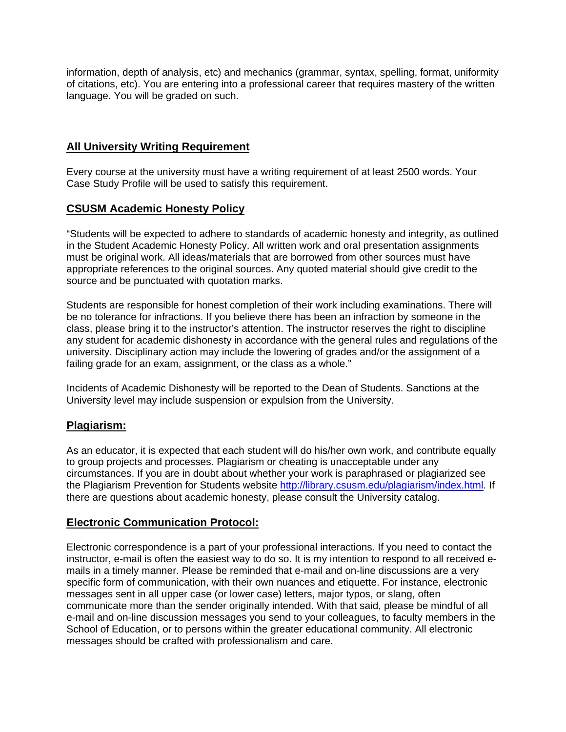information, depth of analysis, etc) and mechanics (grammar, syntax, spelling, format, uniformity of citations, etc). You are entering into a professional career that requires mastery of the written language. You will be graded on such.

## All University Writing Requirement

Every course at the university must have a writing requirement of at least 2500 words. Your Case Study Profile will be used to satisfy this requirement.

## CSUSM Academic Honesty Policy

"Students will be expected to adhere to standards of academic honesty and integrity, as outlined in the Student Academic Honesty Policy. All written work and oral presentation assignments must be original work. All ideas/materials that are borrowed from other sources must have appropriate references to the original sources. Any quoted material should give credit to the source and be punctuated with quotation marks.

Students are responsible for honest completion of their work including examinations. There will be no tolerance for infractions. If you believe there has been an infraction by someone in the class, please bring it to the instructor's attention. The instructor reserves the right to discipline any student for academic dishonesty in accordance with the general rules and regulations of the university. Disciplinary action may include the lowering of grades and/or the assignment of a failing grade for an exam, assignment, or the class as a whole."

Incidents of Academic Dishonesty will be reported to the Dean of Students. Sanctions at the University level may include suspension or expulsion from the University.

## Plagiarism:

As an educator, it is expected that each student will do his/her own work, and contribute equally to group projects and processes. Plagiarism or cheating is unacceptable under any circumstances. If you are in doubt about whether your work is paraphrased or plagiarized see the Plagiarism Prevention for Students website [http://library.csusm.edu/plagiarism/index.html](http://library.csusm.edu/plagiarism/index.html). If there are questions about academic honesty, please consult the University catalog.

## Electronic Communication Protocol:

Electronic correspondence is a part of your professional interactions. If you need to contact the instructor, e-mail is often the easiest way to do so. It is my intention to respond to all received e-mails in a timely manner. Please be reminded that e-mail and on-line discussions are a very specific form of communication, with their own nuances and etiquette. For instance, electronic messages sent in all upper case (or lower case) letters, major typos, or slang, often communicate more than the sender originally intended. With that said, please be mindful of all e-mail and on-line discussion messages you send to your colleagues, to faculty members in the School of Education, or to persons within the greater educational community. All electronic messages should be crafted with professionalism and care.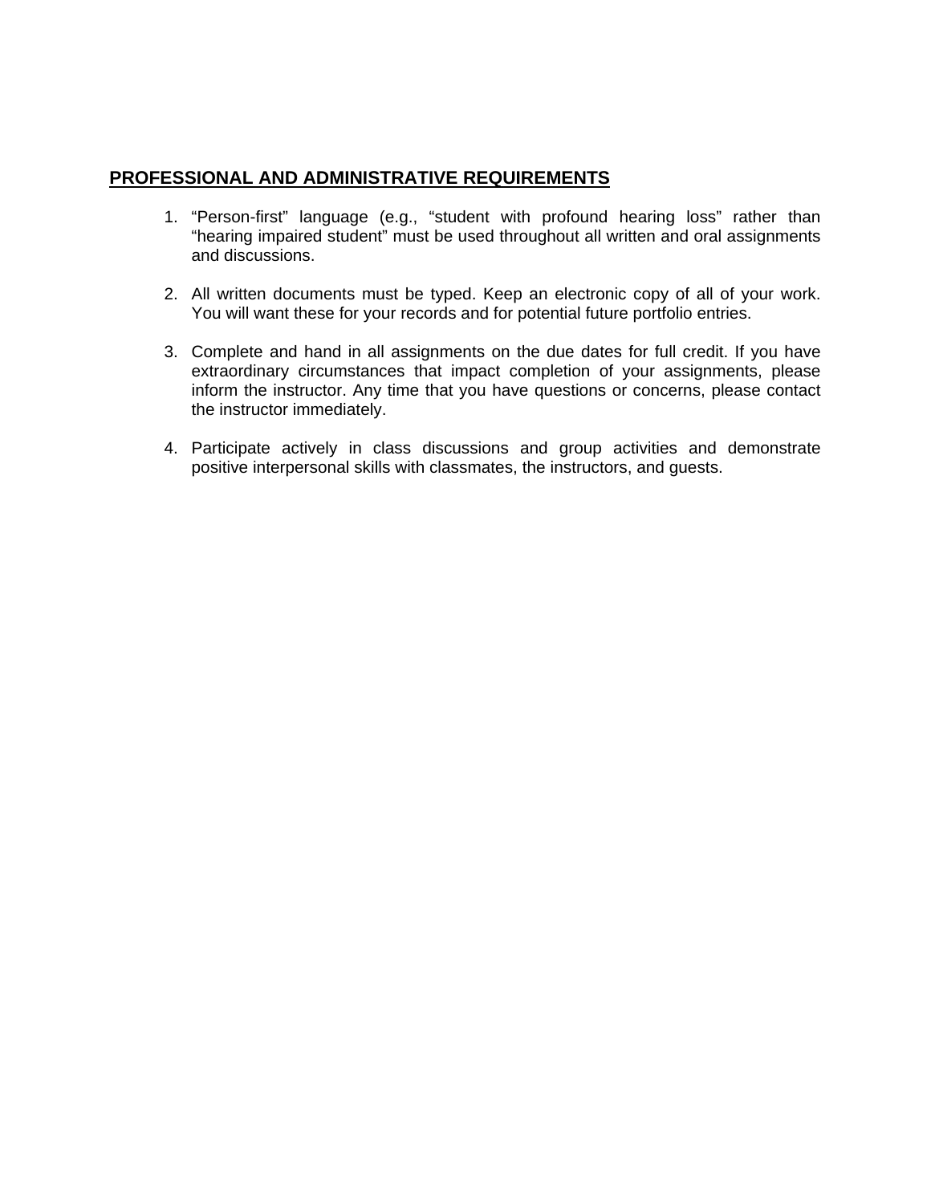## PROFESSIONAL AND ADMINISTRATIVE REQUIREMENTS

1. "Person-first" language (e.g., "student with profound hearing loss" rather than "hearing impaired student" must be used throughout all written and oral assignments and discussions.

2. All written documents must be typed. Keep an electronic copy of all of your work. You will want these for your records and for potential future portfolio entries.

3. Complete and hand in all assignments on the due dates for full credit. If you have extraordinary circumstances that impact completion of your assignments, please inform the instructor. Any time that you have questions or concerns, please contact the instructor immediately.

4. Participate actively in class discussions and group activities and demonstrate positive interpersonal skills with classmates, the instructors, and guests.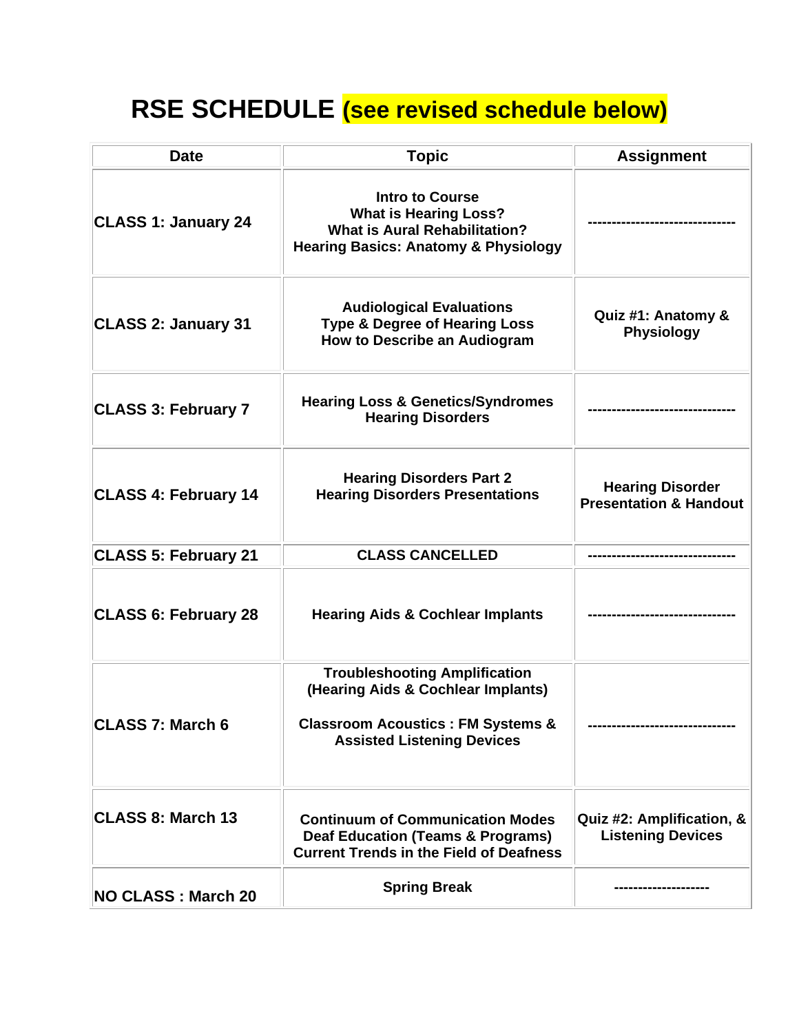# RSE SCHEDULE (see revised schedule below)

| Date | Topic | Assignment |
|---|---|---|
| **CLASS 1: January 24** | **Intro to Course**<br>**What is Hearing Loss?**<br>**What is Aural Rehabilitation?**<br>**Hearing Basics: Anatomy & Physiology** | ------------------------------ |
| **CLASS 2: January 31** | **Audiological Evaluations**<br>**Type & Degree of Hearing Loss**<br>**How to Describe an Audiogram** | **Quiz #1: Anatomy & Physiology** |
| **CLASS 3: February 7** | **Hearing Loss & Genetics/Syndromes**<br>**Hearing Disorders** | ------------------------------ |
| **CLASS 4: February 14** | **Hearing Disorders Part 2**<br>**Hearing Disorders Presentations** | **Hearing Disorder Presentation & Handout** |
| **CLASS 5: February 21** | **CLASS CANCELLED** | ------------------------------ |
| **CLASS 6: February 28** | **Hearing Aids & Cochlear Implants** | ------------------------------ |
| **CLASS 7: March 6** | **Troubleshooting Amplification (Hearing Aids & Cochlear Implants)**<br><br>**Classroom Acoustics : FM Systems & Assisted Listening Devices** | ------------------------------ |
| **CLASS 8: March 13** | **Continuum of Communication Modes**<br>**Deaf Education (Teams & Programs)**<br>**Current Trends in the Field of Deafness** | **Quiz #2: Amplification, & Listening Devices** |
| **NO CLASS : March 20** | **Spring Break** | ------------------- |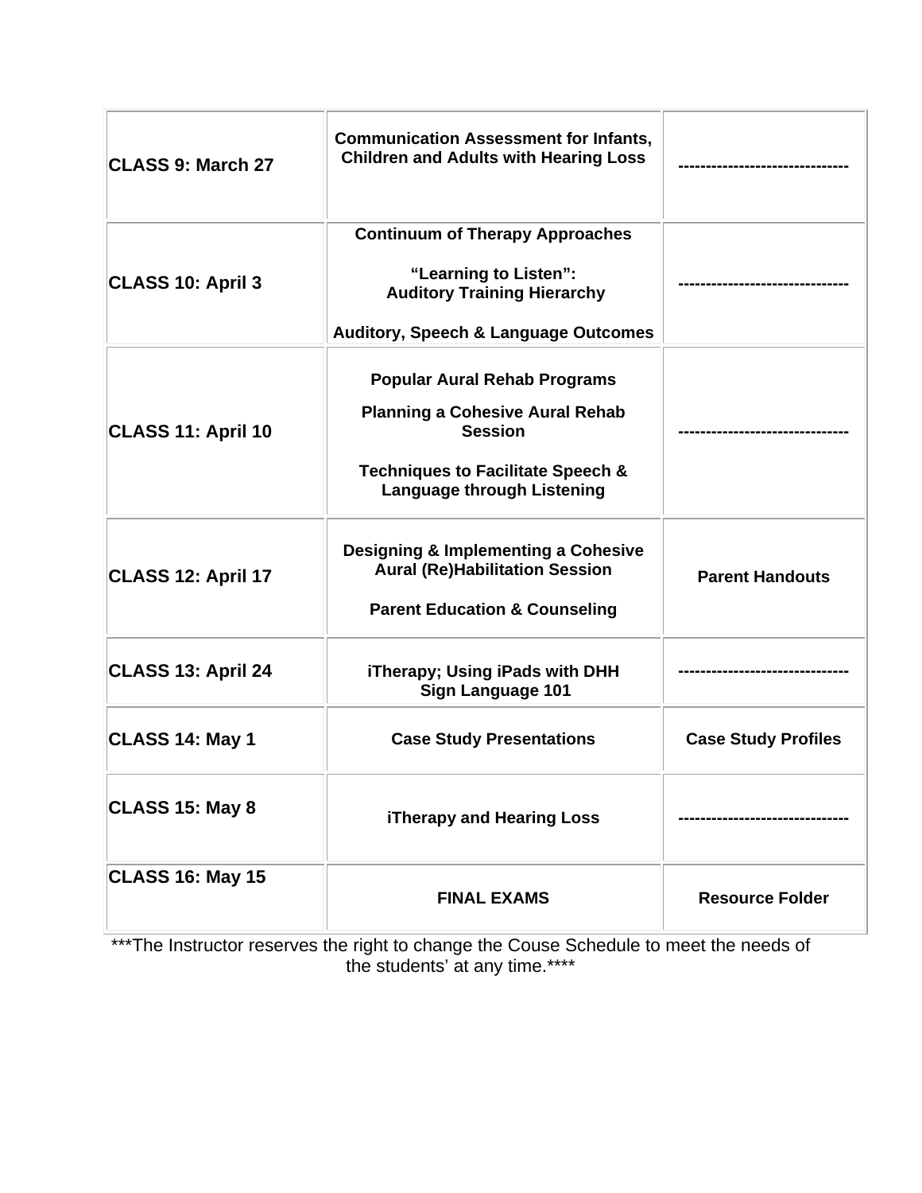| | | |
|---|---|---|
| **CLASS 9: March 27** | **Communication Assessment for Infants, Children and Adults with Hearing Loss** | **------------------------------** |
| **CLASS 10: April 3** | **Continuum of Therapy Approaches**<br><br>**"Learning to Listen": Auditory Training Hierarchy**<br><br>**Auditory, Speech & Language Outcomes** | **------------------------------** |
| **CLASS 11: April 10** | **Popular Aural Rehab Programs**<br><br>**Planning a Cohesive Aural Rehab Session**<br><br>**Techniques to Facilitate Speech & Language through Listening** | **------------------------------** |
| **CLASS 12: April 17** | **Designing & Implementing a Cohesive Aural (Re)Habilitation Session**<br><br>**Parent Education & Counseling** | **Parent Handouts** |
| **CLASS 13: April 24** | **iTherapy; Using iPads with DHH Sign Language 101** | **------------------------------** |
| **CLASS 14: May 1** | **Case Study Presentations** | **Case Study Profiles** |
| **CLASS 15: May 8** | **iTherapy and Hearing Loss** | **------------------------------** |
| **CLASS 16: May 15** | **FINAL EXAMS** | **Resource Folder** |

***The Instructor reserves the right to change the Couse Schedule to meet the needs of the students' at any time.****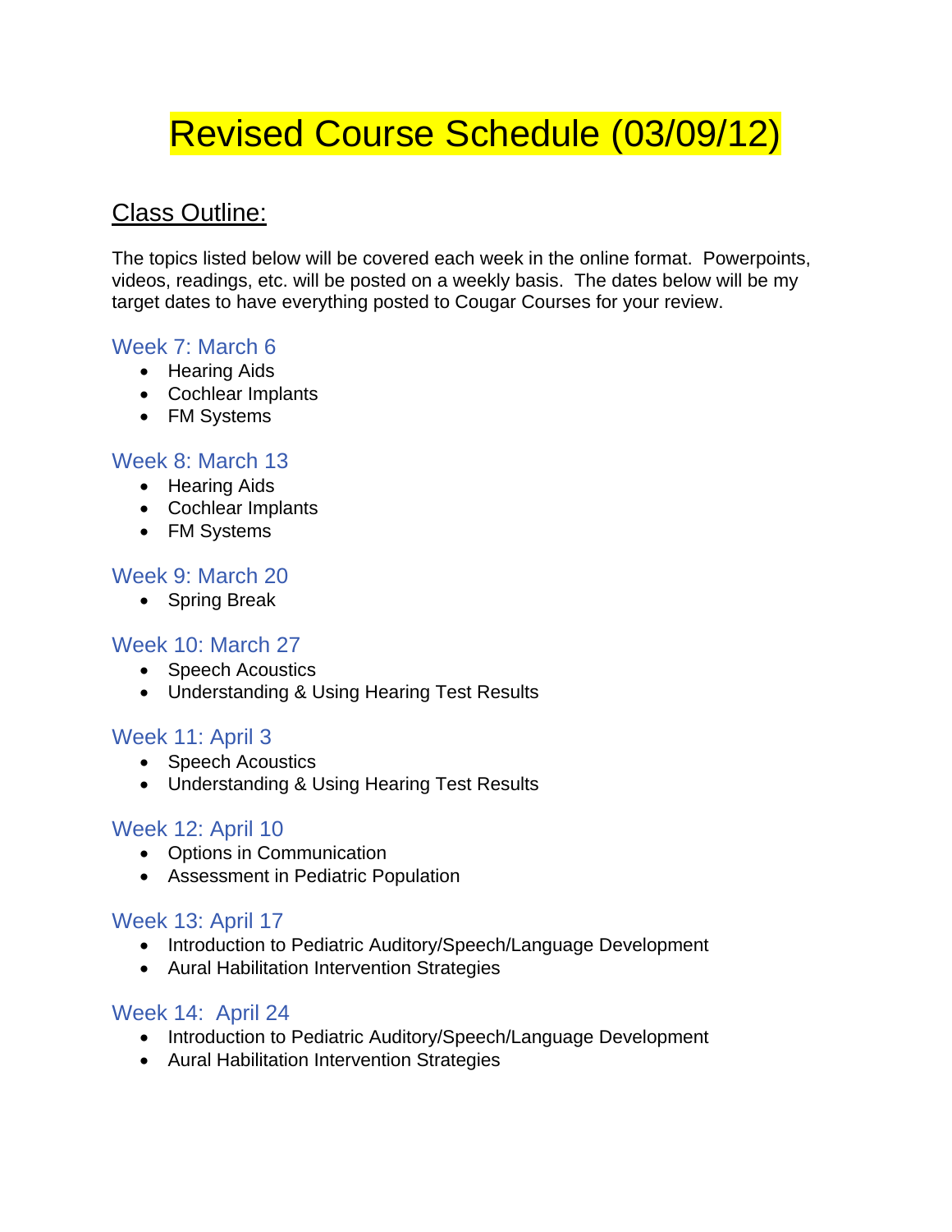# Revised Course Schedule (03/09/12)

## Class Outline:

The topics listed below will be covered each week in the online format. Powerpoints, videos, readings, etc. will be posted on a weekly basis. The dates below will be my target dates to have everything posted to Cougar Courses for your review.

### Week 7: March 6

- Hearing Aids
- Cochlear Implants
- FM Systems

### Week 8: March 13

- Hearing Aids
- Cochlear Implants
- FM Systems

### Week 9: March 20

- Spring Break

### Week 10: March 27

- Speech Acoustics
- Understanding & Using Hearing Test Results

### Week 11: April 3

- Speech Acoustics
- Understanding & Using Hearing Test Results

### Week 12: April 10

- Options in Communication
- Assessment in Pediatric Population

### Week 13: April 17

- Introduction to Pediatric Auditory/Speech/Language Development
- Aural Habilitation Intervention Strategies

### Week 14: April 24

- Introduction to Pediatric Auditory/Speech/Language Development
- Aural Habilitation Intervention Strategies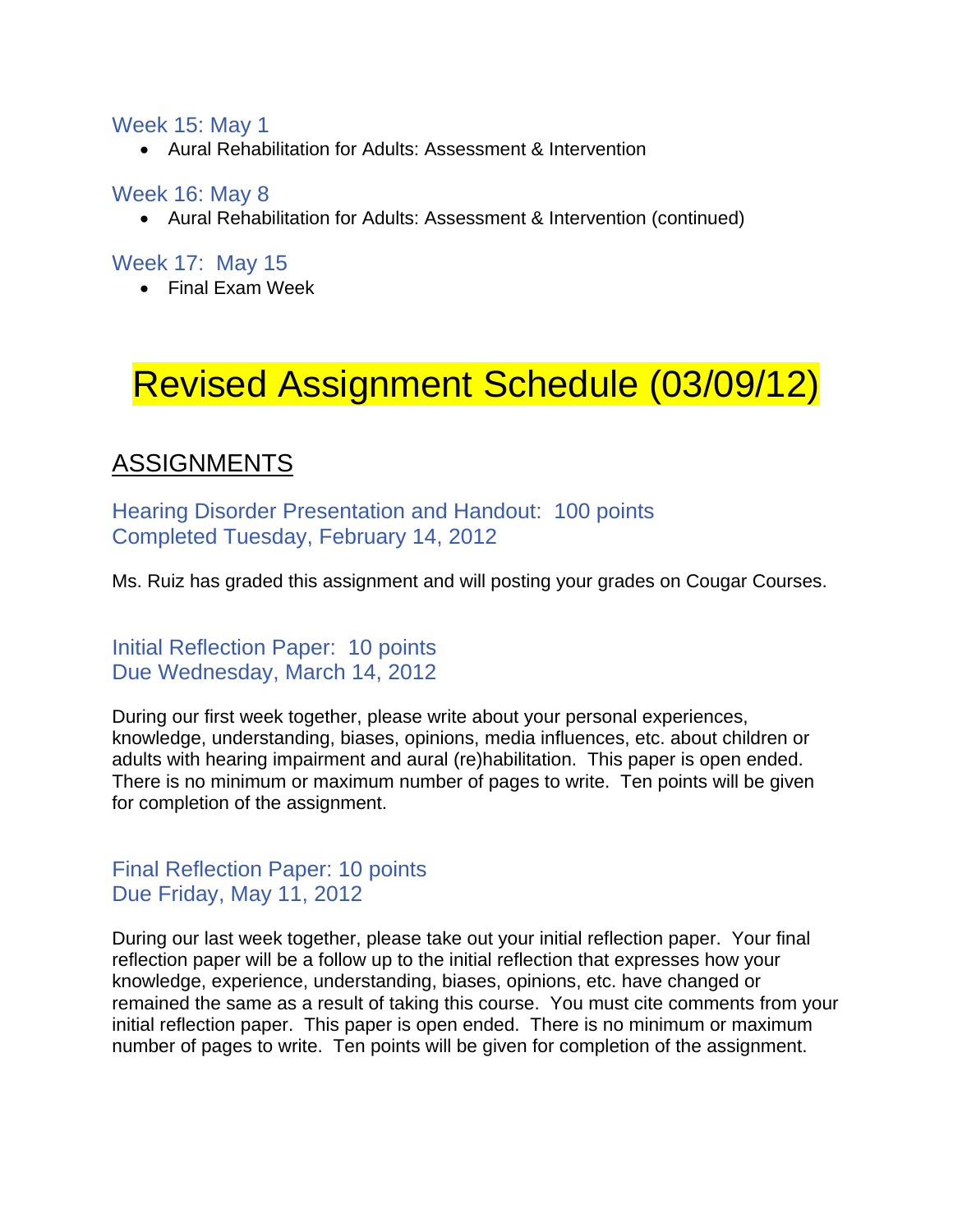### Week 15: May 1

- Aural Rehabilitation for Adults: Assessment & Intervention

### Week 16: May 8

- Aural Rehabilitation for Adults: Assessment & Intervention (continued)

### Week 17: May 15

- Final Exam Week

# Revised Assignment Schedule (03/09/12)

## ASSIGNMENTS

### Hearing Disorder Presentation and Handout: 100 points
### Completed Tuesday, February 14, 2012

Ms. Ruiz has graded this assignment and will posting your grades on Cougar Courses.

### Initial Reflection Paper: 10 points
### Due Wednesday, March 14, 2012

During our first week together, please write about your personal experiences, knowledge, understanding, biases, opinions, media influences, etc. about children or adults with hearing impairment and aural (re)habilitation. This paper is open ended. There is no minimum or maximum number of pages to write. Ten points will be given for completion of the assignment.

### Final Reflection Paper: 10 points
### Due Friday, May 11, 2012

During our last week together, please take out your initial reflection paper. Your final reflection paper will be a follow up to the initial reflection that expresses how your knowledge, experience, understanding, biases, opinions, etc. have changed or remained the same as a result of taking this course. You must cite comments from your initial reflection paper. This paper is open ended. There is no minimum or maximum number of pages to write. Ten points will be given for completion of the assignment.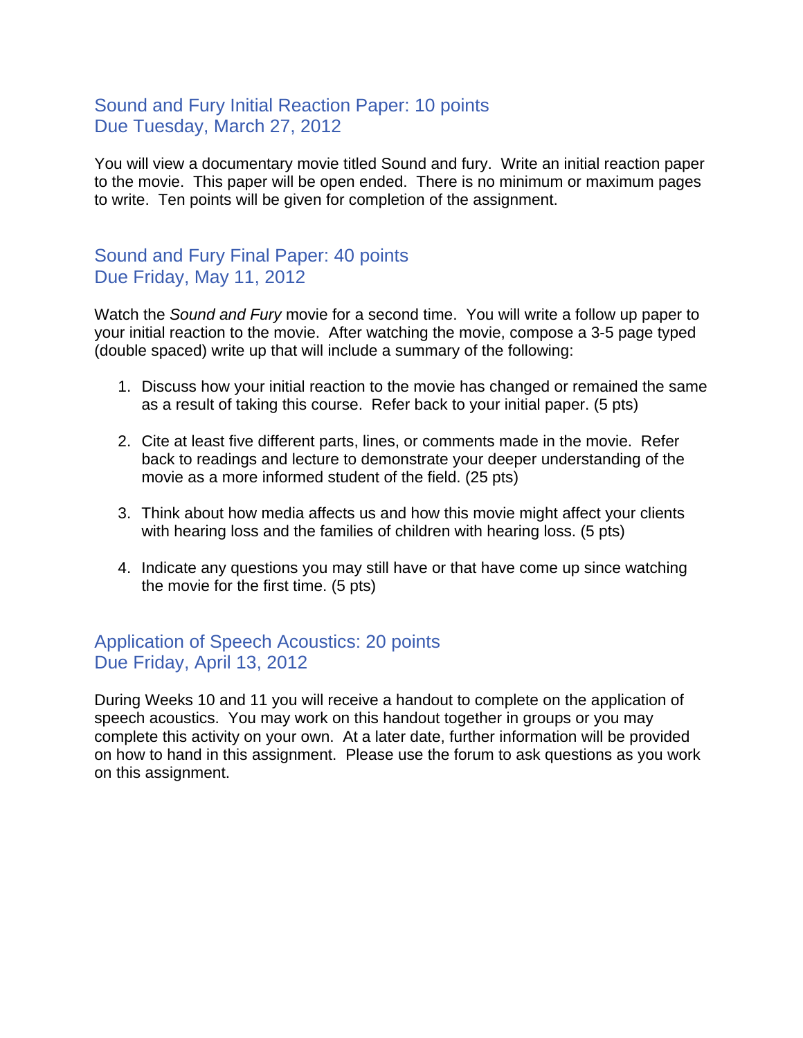## Sound and Fury Initial Reaction Paper: 10 points
## Due Tuesday, March 27, 2012

You will view a documentary movie titled Sound and fury. Write an initial reaction paper to the movie. This paper will be open ended. There is no minimum or maximum pages to write. Ten points will be given for completion of the assignment.

## Sound and Fury Final Paper: 40 points
## Due Friday, May 11, 2012

Watch the *Sound and Fury* movie for a second time. You will write a follow up paper to your initial reaction to the movie. After watching the movie, compose a 3-5 page typed (double spaced) write up that will include a summary of the following:

1. Discuss how your initial reaction to the movie has changed or remained the same as a result of taking this course. Refer back to your initial paper. (5 pts)

2. Cite at least five different parts, lines, or comments made in the movie. Refer back to readings and lecture to demonstrate your deeper understanding of the movie as a more informed student of the field. (25 pts)

3. Think about how media affects us and how this movie might affect your clients with hearing loss and the families of children with hearing loss. (5 pts)

4. Indicate any questions you may still have or that have come up since watching the movie for the first time. (5 pts)

## Application of Speech Acoustics: 20 points
## Due Friday, April 13, 2012

During Weeks 10 and 11 you will receive a handout to complete on the application of speech acoustics. You may work on this handout together in groups or you may complete this activity on your own. At a later date, further information will be provided on how to hand in this assignment. Please use the forum to ask questions as you work on this assignment.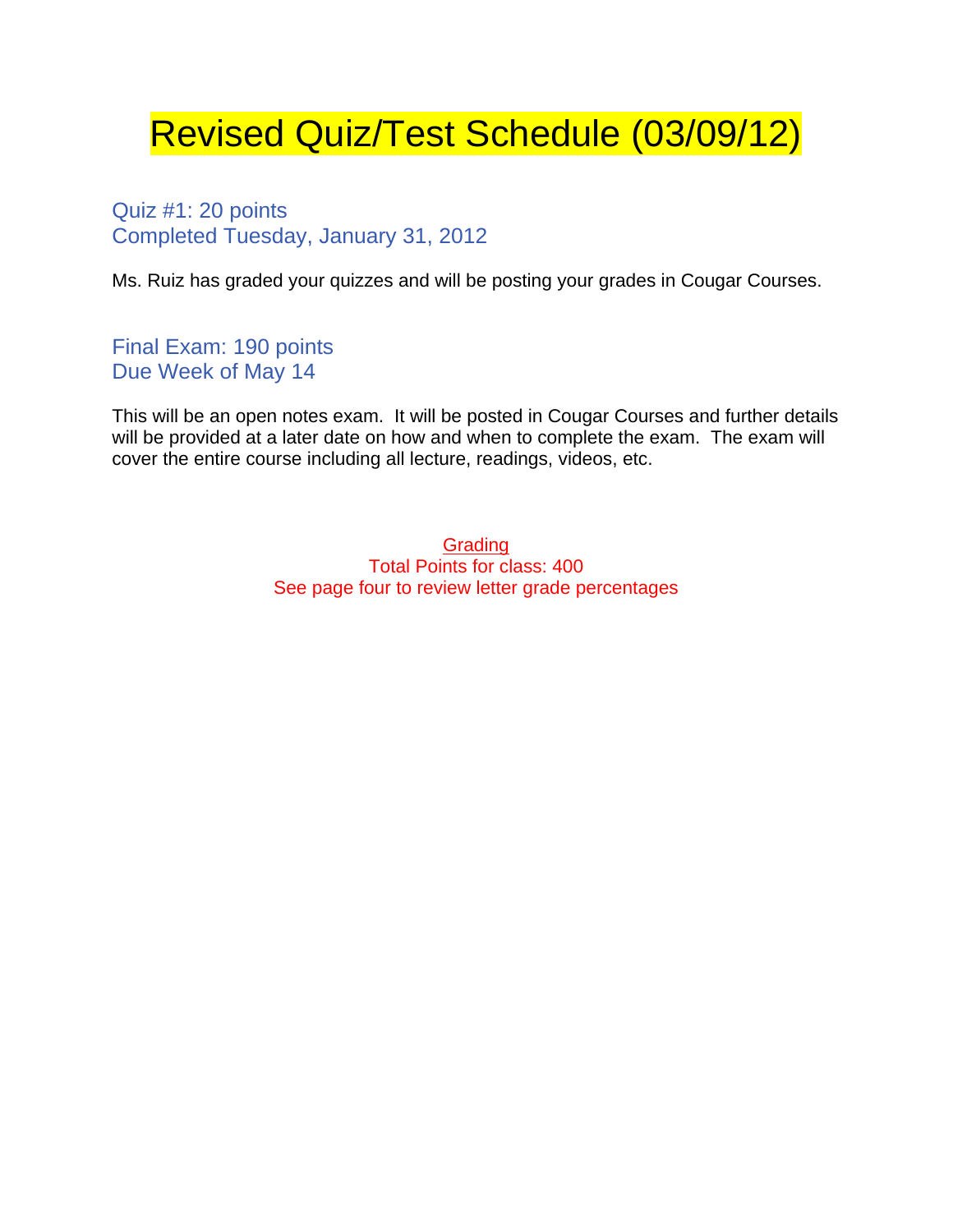# Revised Quiz/Test Schedule (03/09/12)

### Quiz #1: 20 points
### Completed Tuesday, January 31, 2012

Ms. Ruiz has graded your quizzes and will be posting your grades in Cougar Courses.

### Final Exam: 190 points
### Due Week of May 14

This will be an open notes exam. It will be posted in Cougar Courses and further details will be provided at a later date on how and when to complete the exam. The exam will cover the entire course including all lecture, readings, videos, etc.

<u>Grading</u>
Total Points for class: 400
See page four to review letter grade percentages